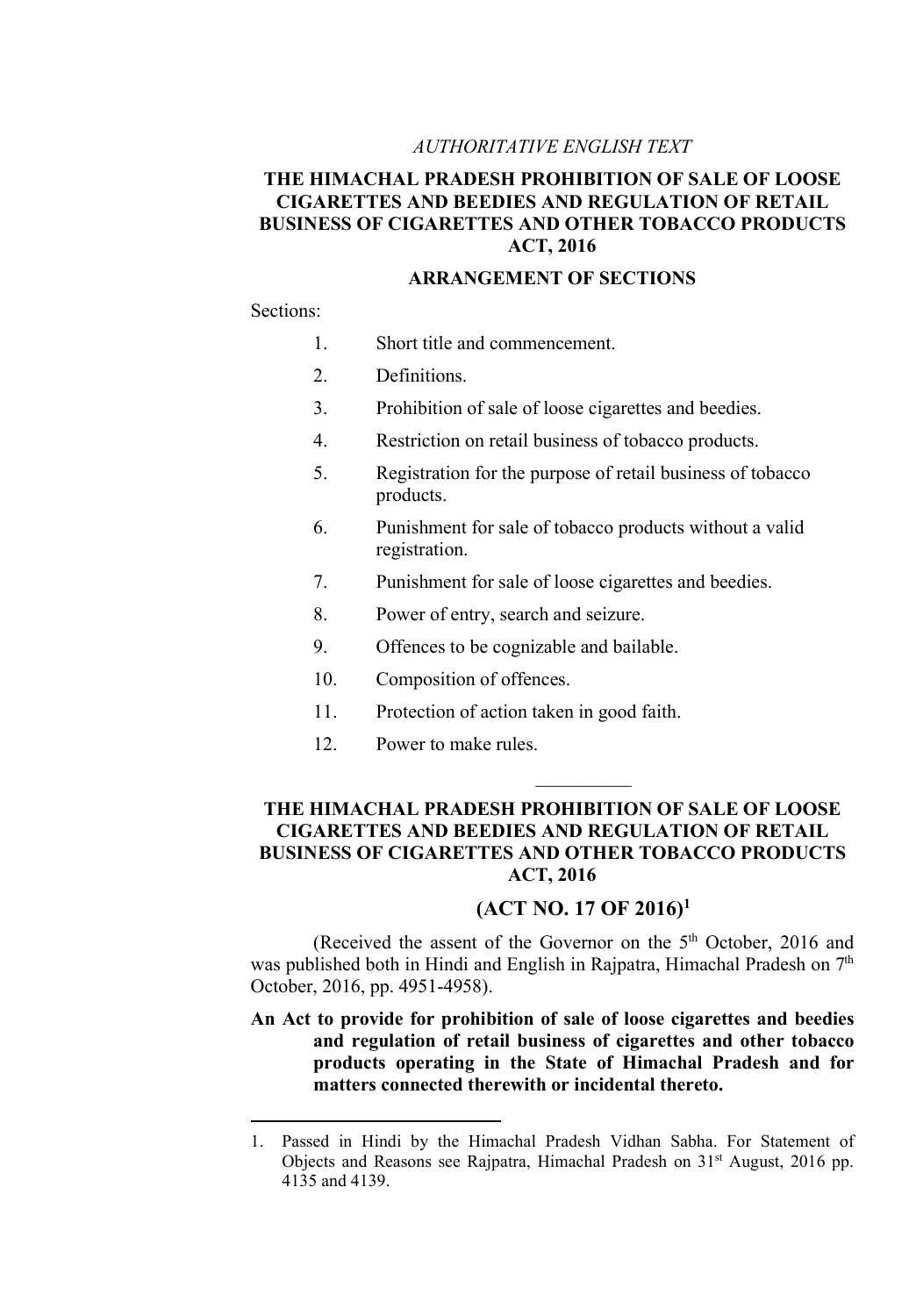*AUTHORITATIVE ENGLISH TEXT*

# THE HIMACHAL PRADESH PROHIBITION OF SALE OF LOOSE CIGARETTES AND BEEDIES AND REGULATION OF RETAIL BUSINESS OF CIGARETTES AND OTHER TOBACCO PRODUCTS ACT, 2016

## ARRANGEMENT OF SECTIONS

Sections:

1. Short title and commencement.
2. Definitions.
3. Prohibition of sale of loose cigarettes and beedies.
4. Restriction on retail business of tobacco products.
5. Registration for the purpose of retail business of tobacco products.
6. Punishment for sale of tobacco products without a valid registration.
7. Punishment for sale of loose cigarettes and beedies.
8. Power of entry, search and seizure.
9. Offences to be cognizable and bailable.
10. Composition of offences.
11. Protection of action taken in good faith.
12. Power to make rules.

---

# THE HIMACHAL PRADESH PROHIBITION OF SALE OF LOOSE CIGARETTES AND BEEDIES AND REGULATION OF RETAIL BUSINESS OF CIGARETTES AND OTHER TOBACCO PRODUCTS ACT, 2016

## (ACT NO. 17 OF 2016)[1]

(Received the assent of the Governor on the 5th October, 2016 and was published both in Hindi and English in Rajpatra, Himachal Pradesh on 7th October, 2016, pp. 4951-4958).

**An Act to provide for prohibition of sale of loose cigarettes and beedies and regulation of retail business of cigarettes and other tobacco products operating in the State of Himachal Pradesh and for matters connected therewith or incidental thereto.**

---

1. Passed in Hindi by the Himachal Pradesh Vidhan Sabha. For Statement of Objects and Reasons see Rajpatra, Himachal Pradesh on 31st August, 2016 pp. 4135 and 4139.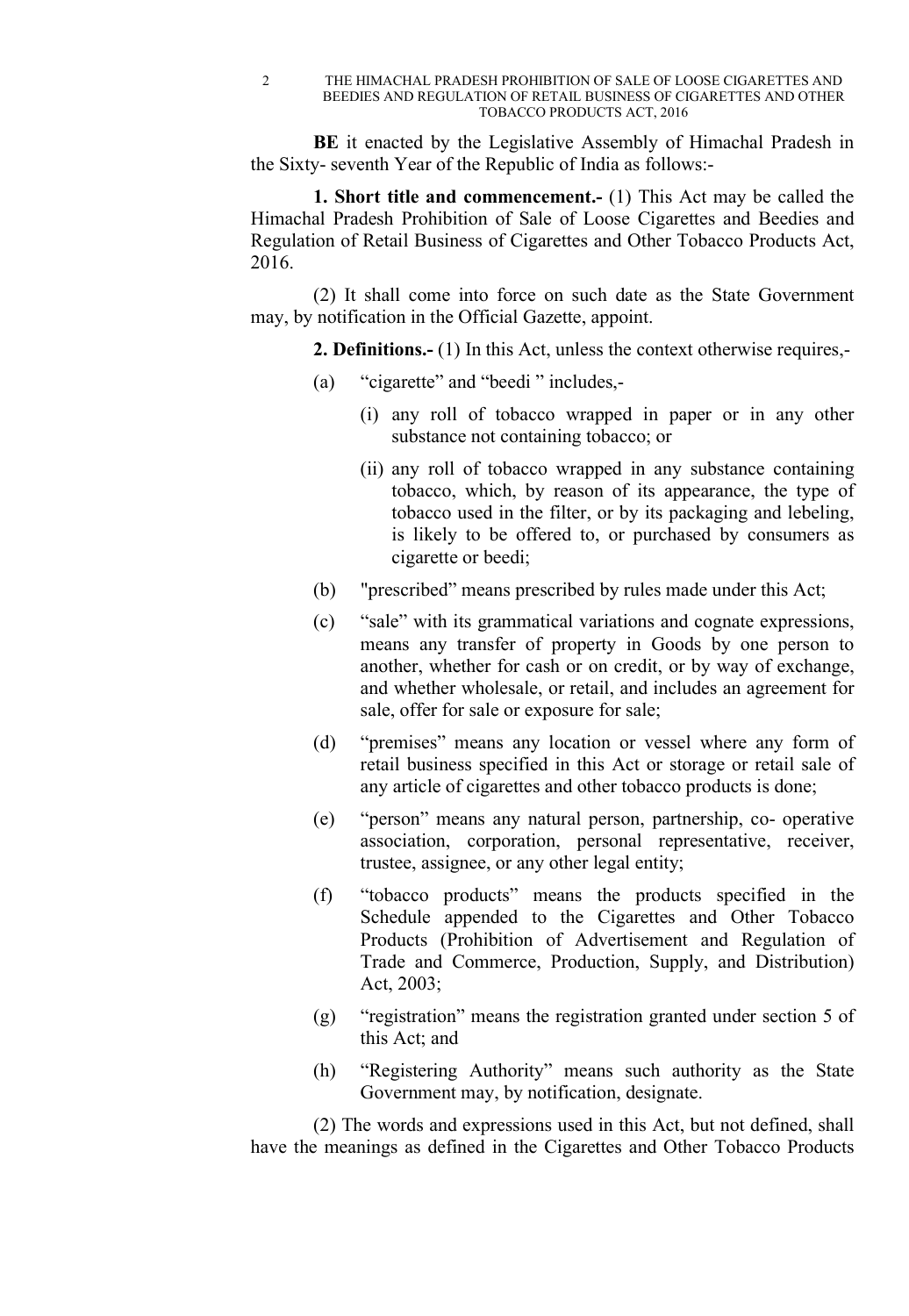**BE** it enacted by the Legislative Assembly of Himachal Pradesh in the Sixty- seventh Year of the Republic of India as follows:-

**1. Short title and commencement.-** (1) This Act may be called the Himachal Pradesh Prohibition of Sale of Loose Cigarettes and Beedies and Regulation of Retail Business of Cigarettes and Other Tobacco Products Act, 2016.

(2) It shall come into force on such date as the State Government may, by notification in the Official Gazette, appoint.

**2. Definitions.-** (1) In this Act, unless the context otherwise requires,-

(a) "cigarette" and "beedi " includes,-

   (i) any roll of tobacco wrapped in paper or in any other substance not containing tobacco; or

   (ii) any roll of tobacco wrapped in any substance containing tobacco, which, by reason of its appearance, the type of tobacco used in the filter, or by its packaging and lebeling, is likely to be offered to, or purchased by consumers as cigarette or beedi;

(b) "prescribed" means prescribed by rules made under this Act;

(c) "sale" with its grammatical variations and cognate expressions, means any transfer of property in Goods by one person to another, whether for cash or on credit, or by way of exchange, and whether wholesale, or retail, and includes an agreement for sale, offer for sale or exposure for sale;

(d) "premises" means any location or vessel where any form of retail business specified in this Act or storage or retail sale of any article of cigarettes and other tobacco products is done;

(e) "person" means any natural person, partnership, co- operative association, corporation, personal representative, receiver, trustee, assignee, or any other legal entity;

(f) "tobacco products" means the products specified in the Schedule appended to the Cigarettes and Other Tobacco Products (Prohibition of Advertisement and Regulation of Trade and Commerce, Production, Supply, and Distribution) Act, 2003;

(g) "registration" means the registration granted under section 5 of this Act; and

(h) "Registering Authority" means such authority as the State Government may, by notification, designate.

(2) The words and expressions used in this Act, but not defined, shall have the meanings as defined in the Cigarettes and Other Tobacco Products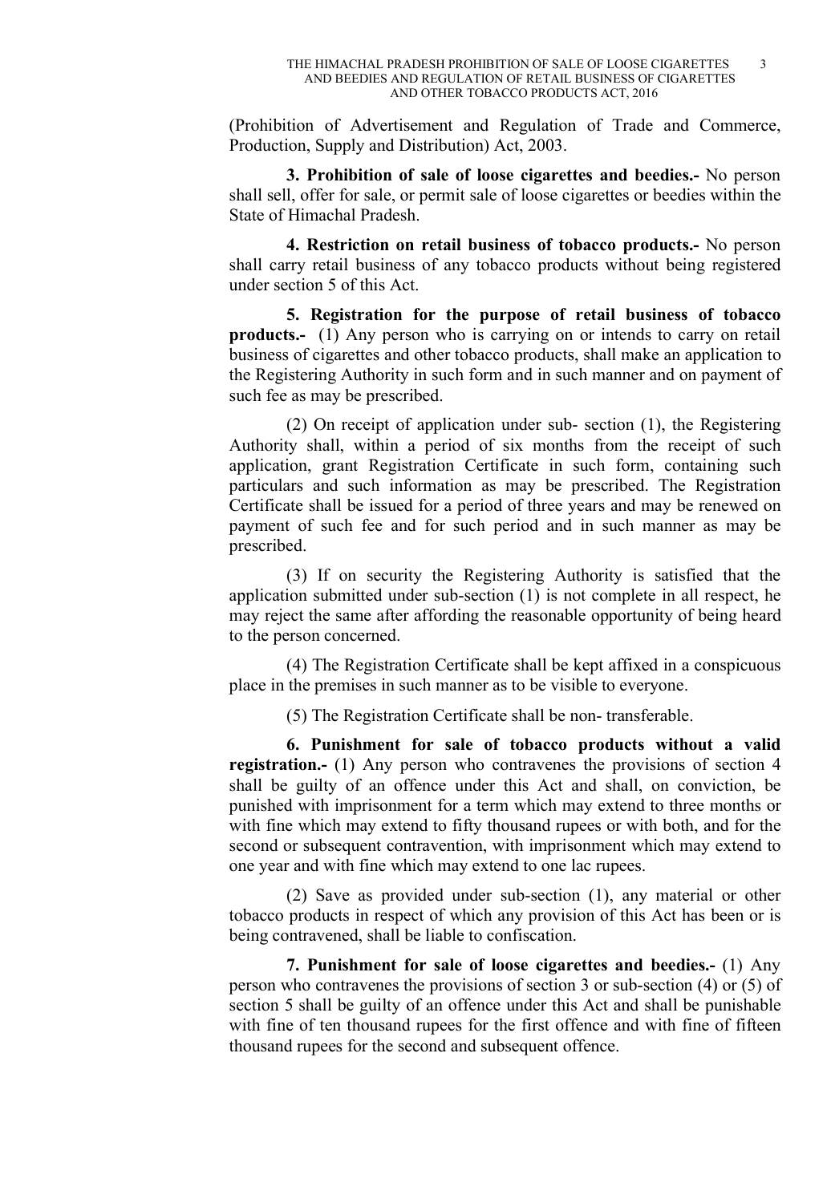(Prohibition of Advertisement and Regulation of Trade and Commerce, Production, Supply and Distribution) Act, 2003.

**3. Prohibition of sale of loose cigarettes and beedies.-** No person shall sell, offer for sale, or permit sale of loose cigarettes or beedies within the State of Himachal Pradesh.

**4. Restriction on retail business of tobacco products.-** No person shall carry retail business of any tobacco products without being registered under section 5 of this Act.

**5. Registration for the purpose of retail business of tobacco products.-** (1) Any person who is carrying on or intends to carry on retail business of cigarettes and other tobacco products, shall make an application to the Registering Authority in such form and in such manner and on payment of such fee as may be prescribed.

(2) On receipt of application under sub- section (1), the Registering Authority shall, within a period of six months from the receipt of such application, grant Registration Certificate in such form, containing such particulars and such information as may be prescribed. The Registration Certificate shall be issued for a period of three years and may be renewed on payment of such fee and for such period and in such manner as may be prescribed.

(3) If on security the Registering Authority is satisfied that the application submitted under sub-section (1) is not complete in all respect, he may reject the same after affording the reasonable opportunity of being heard to the person concerned.

(4) The Registration Certificate shall be kept affixed in a conspicuous place in the premises in such manner as to be visible to everyone.

(5) The Registration Certificate shall be non- transferable.

**6. Punishment for sale of tobacco products without a valid registration.-** (1) Any person who contravenes the provisions of section 4 shall be guilty of an offence under this Act and shall, on conviction, be punished with imprisonment for a term which may extend to three months or with fine which may extend to fifty thousand rupees or with both, and for the second or subsequent contravention, with imprisonment which may extend to one year and with fine which may extend to one lac rupees.

(2) Save as provided under sub-section (1), any material or other tobacco products in respect of which any provision of this Act has been or is being contravened, shall be liable to confiscation.

**7. Punishment for sale of loose cigarettes and beedies.-** (1) Any person who contravenes the provisions of section 3 or sub-section (4) or (5) of section 5 shall be guilty of an offence under this Act and shall be punishable with fine of ten thousand rupees for the first offence and with fine of fifteen thousand rupees for the second and subsequent offence.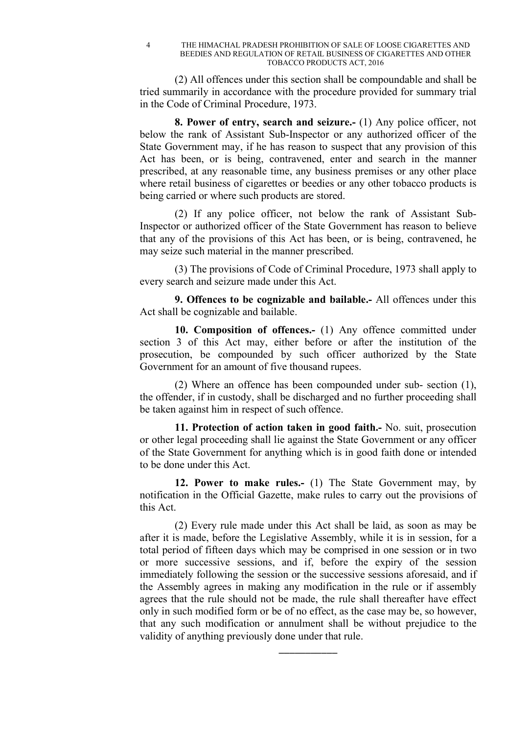(2) All offences under this section shall be compoundable and shall be tried summarily in accordance with the procedure provided for summary trial in the Code of Criminal Procedure, 1973.

**8. Power of entry, search and seizure.-** (1) Any police officer, not below the rank of Assistant Sub-Inspector or any authorized officer of the State Government may, if he has reason to suspect that any provision of this Act has been, or is being, contravened, enter and search in the manner prescribed, at any reasonable time, any business premises or any other place where retail business of cigarettes or beedies or any other tobacco products is being carried or where such products are stored.

(2) If any police officer, not below the rank of Assistant Sub-Inspector or authorized officer of the State Government has reason to believe that any of the provisions of this Act has been, or is being, contravened, he may seize such material in the manner prescribed.

(3) The provisions of Code of Criminal Procedure, 1973 shall apply to every search and seizure made under this Act.

**9. Offences to be cognizable and bailable.-** All offences under this Act shall be cognizable and bailable.

**10. Composition of offences.-** (1) Any offence committed under section 3 of this Act may, either before or after the institution of the prosecution, be compounded by such officer authorized by the State Government for an amount of five thousand rupees.

(2) Where an offence has been compounded under sub- section (1), the offender, if in custody, shall be discharged and no further proceeding shall be taken against him in respect of such offence.

**11. Protection of action taken in good faith.-** No. suit, prosecution or other legal proceeding shall lie against the State Government or any officer of the State Government for anything which is in good faith done or intended to be done under this Act.

**12. Power to make rules.-** (1) The State Government may, by notification in the Official Gazette, make rules to carry out the provisions of this Act.

(2) Every rule made under this Act shall be laid, as soon as may be after it is made, before the Legislative Assembly, while it is in session, for a total period of fifteen days which may be comprised in one session or in two or more successive sessions, and if, before the expiry of the session immediately following the session or the successive sessions aforesaid, and if the Assembly agrees in making any modification in the rule or if assembly agrees that the rule should not be made, the rule shall thereafter have effect only in such modified form or be of no effect, as the case may be, so however, that any such modification or annulment shall be without prejudice to the validity of anything previously done under that rule.

\_\_\_\_\_\_\_\_\_\_\_